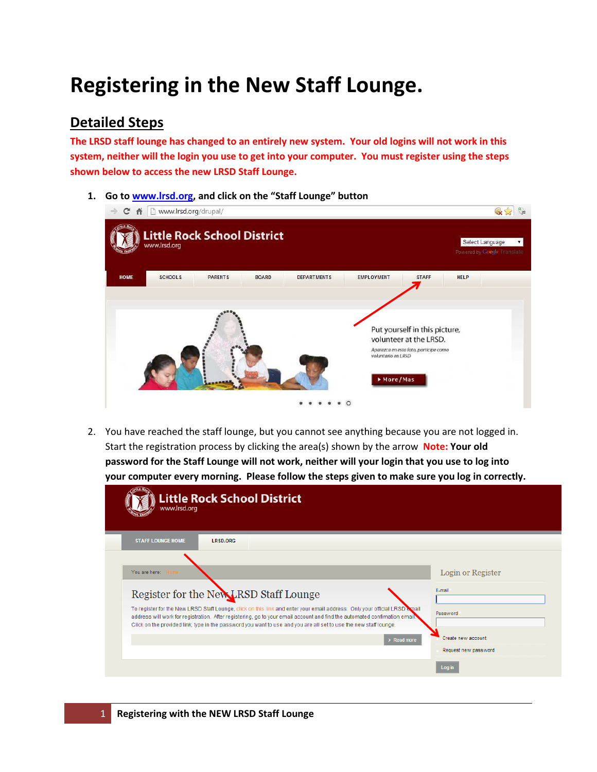# Registering in the New Staff Lounge.

## Detailed Steps

**The LRSD staff lounge has changed to an entirely new system. Your old logins will not work in this system, neither will the login you use to get into your computer. You must register using the steps shown below to access the new LRSD Staff Lounge.**

1. **Go to www.lrsd.org, and click on the "Staff Lounge" button**

2. You have reached the staff lounge, but you cannot see anything because you are not logged in. Start the registration process by clicking the area(s) shown by the arrow **Note: Your old password for the Staff Lounge will not work, neither will your login that you use to log into your computer every morning. Please follow the steps given to make sure you log in correctly.**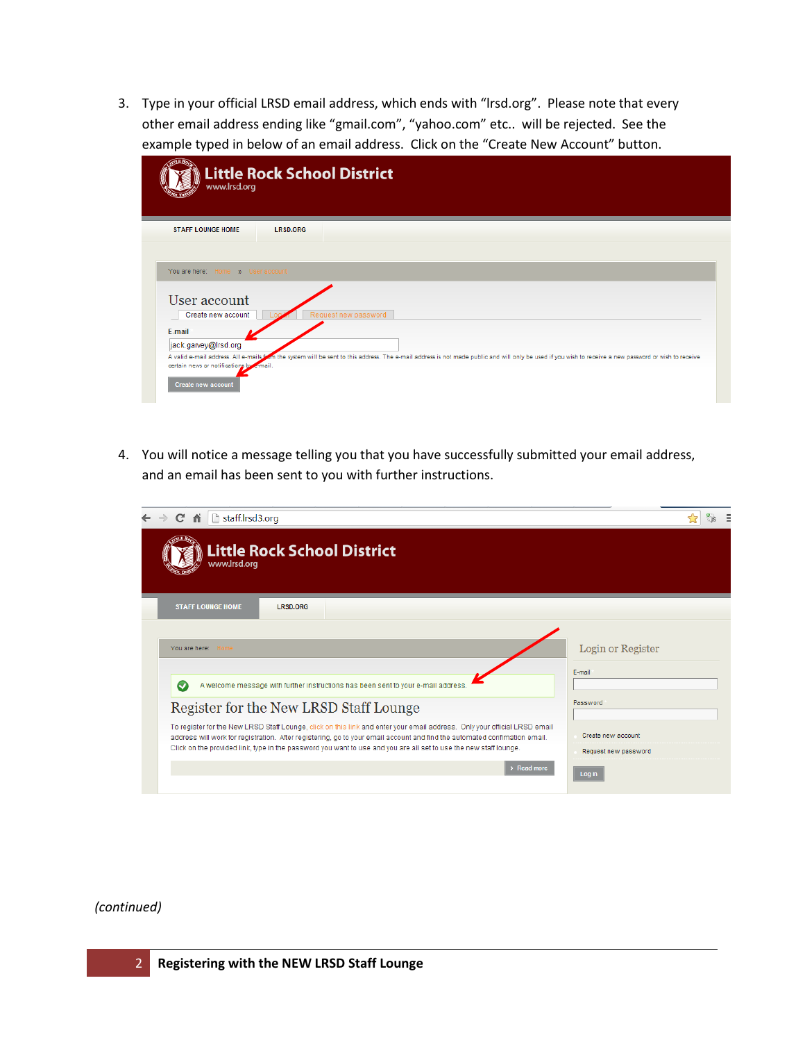3. Type in your official LRSD email address, which ends with “lrsd.org”. Please note that every other email address ending like “gmail.com”, “yahoo.com” etc.. will be rejected. See the example typed in below of an email address. Click on the “Create New Account” button.

4. You will notice a message telling you that you have successfully submitted your email address, and an email has been sent to you with further instructions.

*(continued)*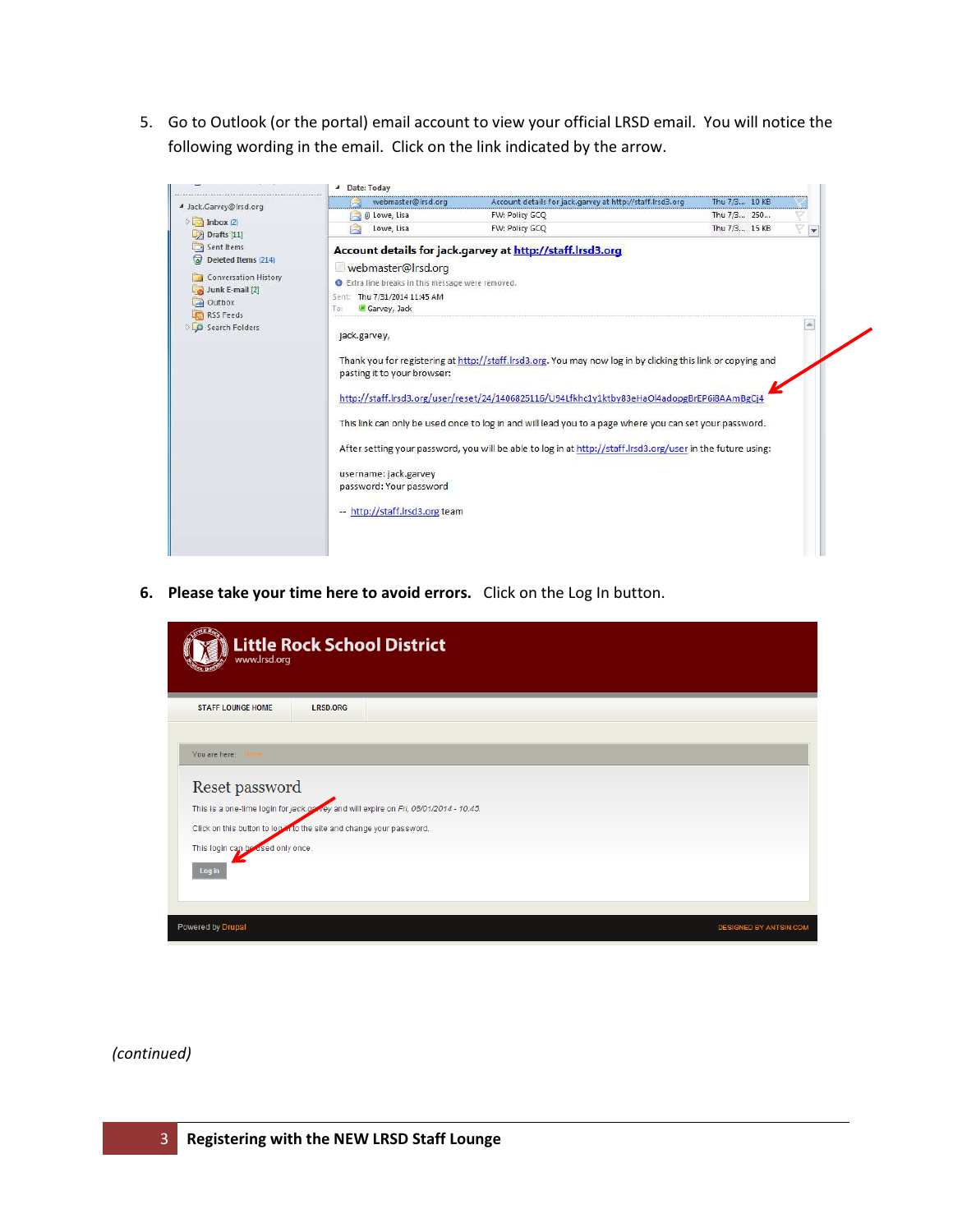5. Go to Outlook (or the portal) email account to view your official LRSD email. You will notice the following wording in the email. Click on the link indicated by the arrow.

6. **Please take your time here to avoid errors.** Click on the Log In button.

*(continued)*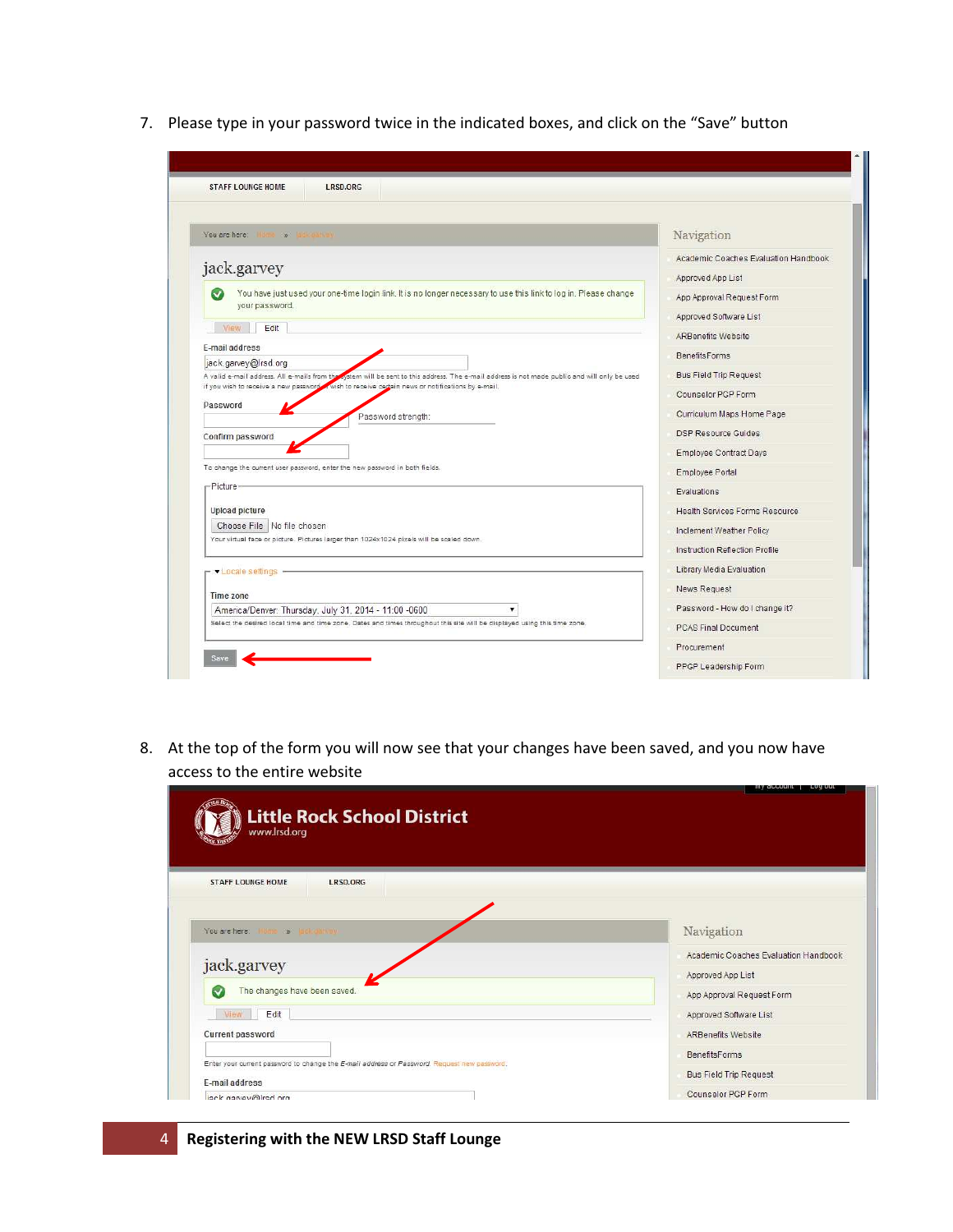7. Please type in your password twice in the indicated boxes, and click on the “Save” button

8. At the top of the form you will now see that your changes have been saved, and you now have access to the entire website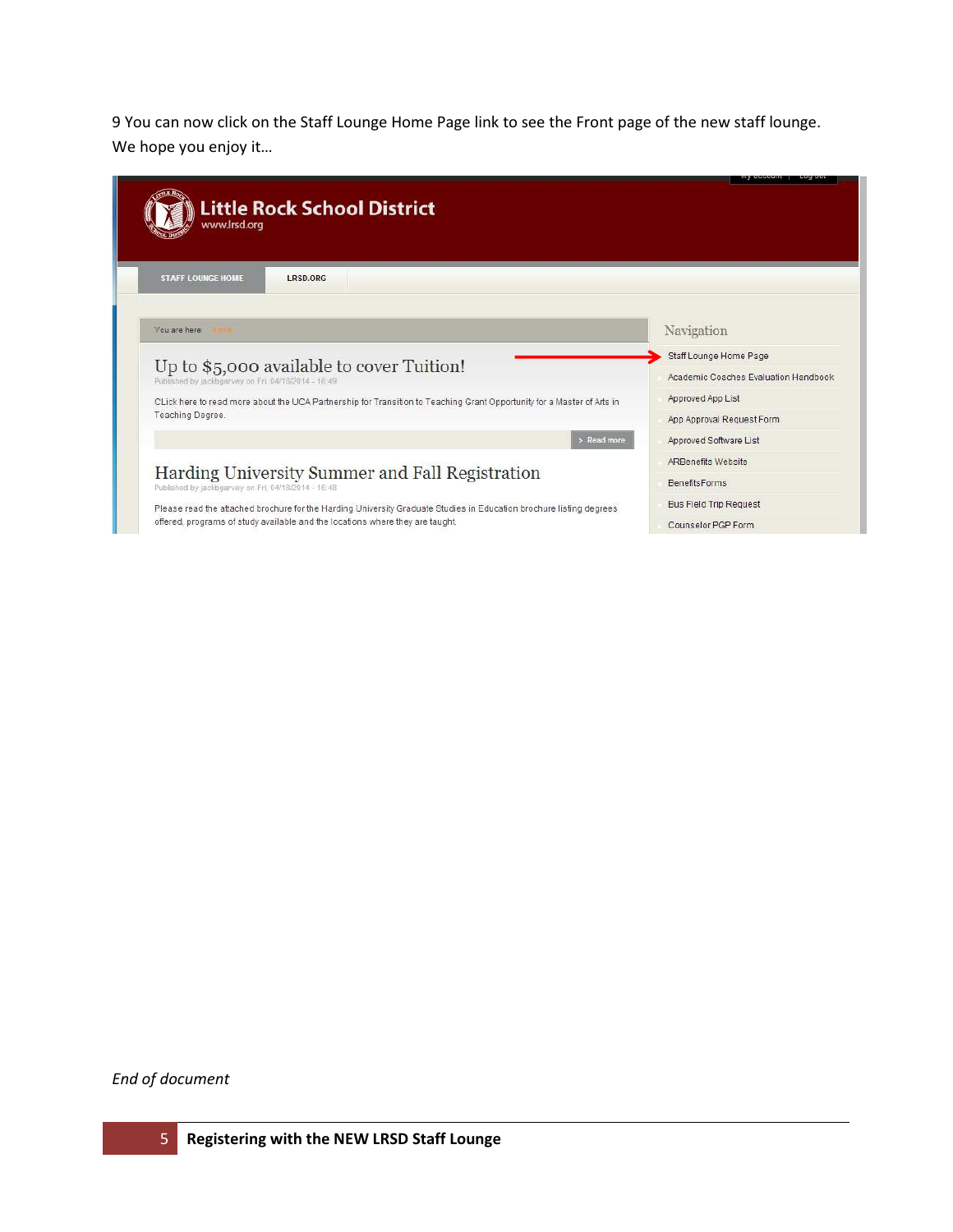9 You can now click on the Staff Lounge Home Page link to see the Front page of the new staff lounge. We hope you enjoy it…

*End of document*